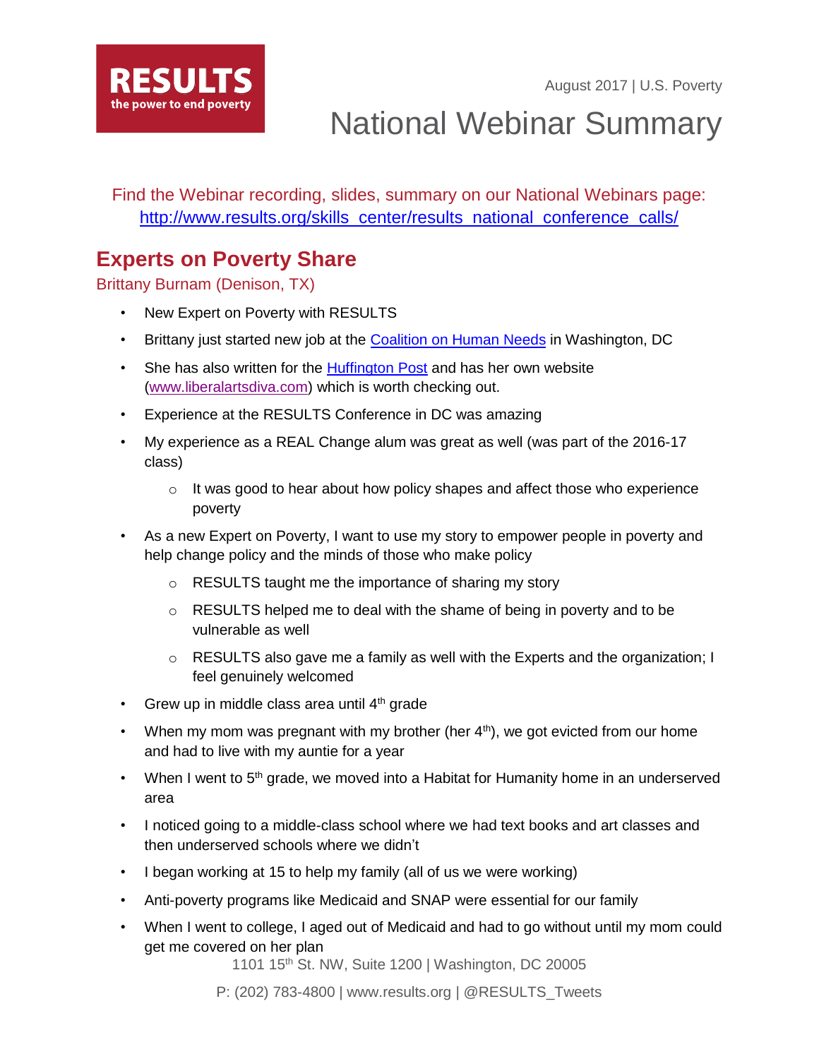**RESULTS**
the power to end poverty

August 2017 | U.S. Poverty

# National Webinar Summary

Find the Webinar recording, slides, summary on our National Webinars page: http://www.results.org/skills_center/results_national_conference_calls/

## Experts on Poverty Share

### Brittany Burnam (Denison, TX)

- New Expert on Poverty with RESULTS
- Brittany just started new job at the Coalition on Human Needs in Washington, DC
- She has also written for the Huffington Post and has her own website (www.liberalartsdiva.com) which is worth checking out.
- Experience at the RESULTS Conference in DC was amazing
- My experience as a REAL Change alum was great as well (was part of the 2016-17 class)
  - It was good to hear about how policy shapes and affect those who experience poverty
- As a new Expert on Poverty, I want to use my story to empower people in poverty and help change policy and the minds of those who make policy
  - RESULTS taught me the importance of sharing my story
  - RESULTS helped me to deal with the shame of being in poverty and to be vulnerable as well
  - RESULTS also gave me a family as well with the Experts and the organization; I feel genuinely welcomed
- Grew up in middle class area until 4th grade
- When my mom was pregnant with my brother (her 4th), we got evicted from our home and had to live with my auntie for a year
- When I went to 5th grade, we moved into a Habitat for Humanity home in an underserved area
- I noticed going to a middle-class school where we had text books and art classes and then underserved schools where we didn't
- I began working at 15 to help my family (all of us we were working)
- Anti-poverty programs like Medicaid and SNAP were essential for our family
- When I went to college, I aged out of Medicaid and had to go without until my mom could get me covered on her plan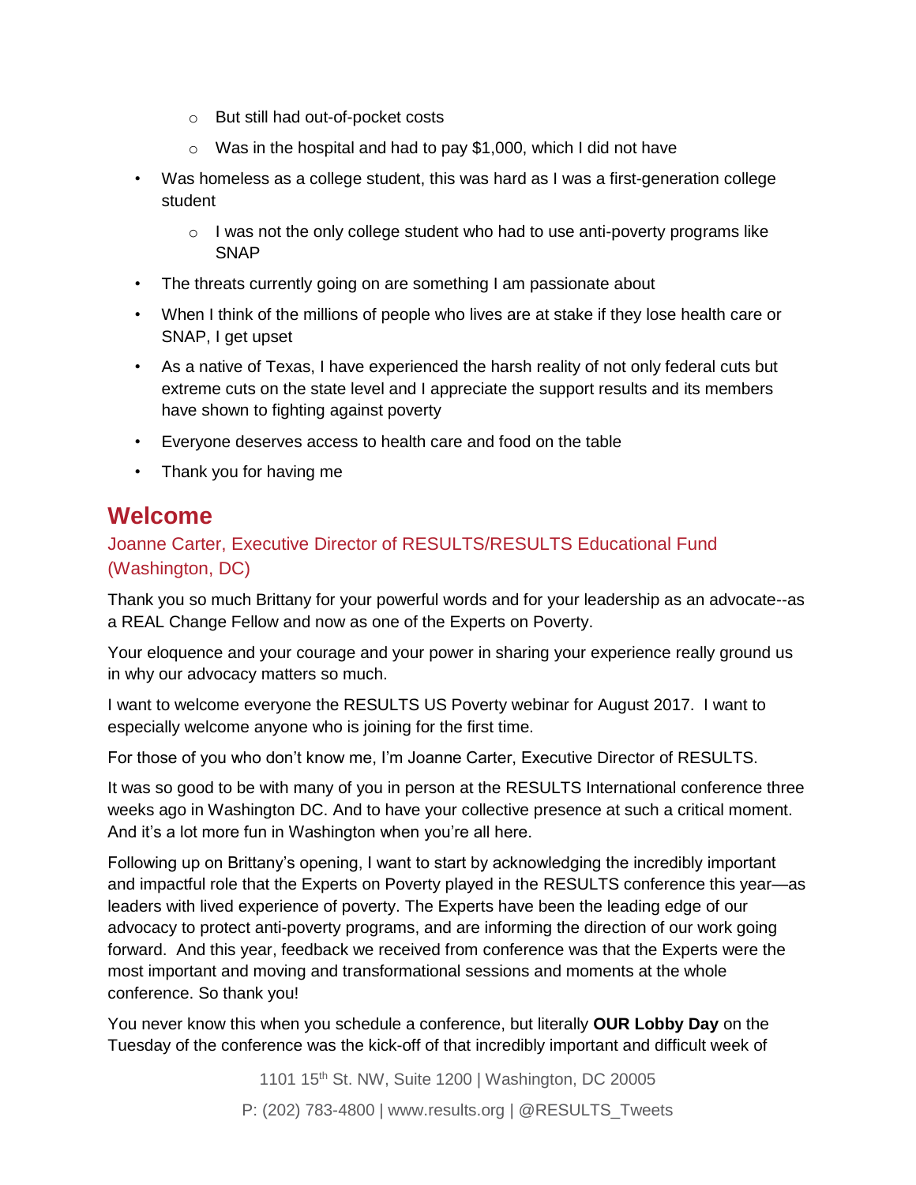- But still had out-of-pocket costs
  - Was in the hospital and had to pay $1,000, which I did not have
- Was homeless as a college student, this was hard as I was a first-generation college student
  - I was not the only college student who had to use anti-poverty programs like SNAP
- The threats currently going on are something I am passionate about
- When I think of the millions of people who lives are at stake if they lose health care or SNAP, I get upset
- As a native of Texas, I have experienced the harsh reality of not only federal cuts but extreme cuts on the state level and I appreciate the support results and its members have shown to fighting against poverty
- Everyone deserves access to health care and food on the table
- Thank you for having me

## Welcome

### Joanne Carter, Executive Director of RESULTS/RESULTS Educational Fund (Washington, DC)

Thank you so much Brittany for your powerful words and for your leadership as an advocate--as a REAL Change Fellow and now as one of the Experts on Poverty.

Your eloquence and your courage and your power in sharing your experience really ground us in why our advocacy matters so much.

I want to welcome everyone the RESULTS US Poverty webinar for August 2017. I want to especially welcome anyone who is joining for the first time.

For those of you who don't know me, I'm Joanne Carter, Executive Director of RESULTS.

It was so good to be with many of you in person at the RESULTS International conference three weeks ago in Washington DC. And to have your collective presence at such a critical moment. And it's a lot more fun in Washington when you're all here.

Following up on Brittany's opening, I want to start by acknowledging the incredibly important and impactful role that the Experts on Poverty played in the RESULTS conference this year—as leaders with lived experience of poverty. The Experts have been the leading edge of our advocacy to protect anti-poverty programs, and are informing the direction of our work going forward. And this year, feedback we received from conference was that the Experts were the most important and moving and transformational sessions and moments at the whole conference. So thank you!

You never know this when you schedule a conference, but literally **OUR Lobby Day** on the Tuesday of the conference was the kick-off of that incredibly important and difficult week of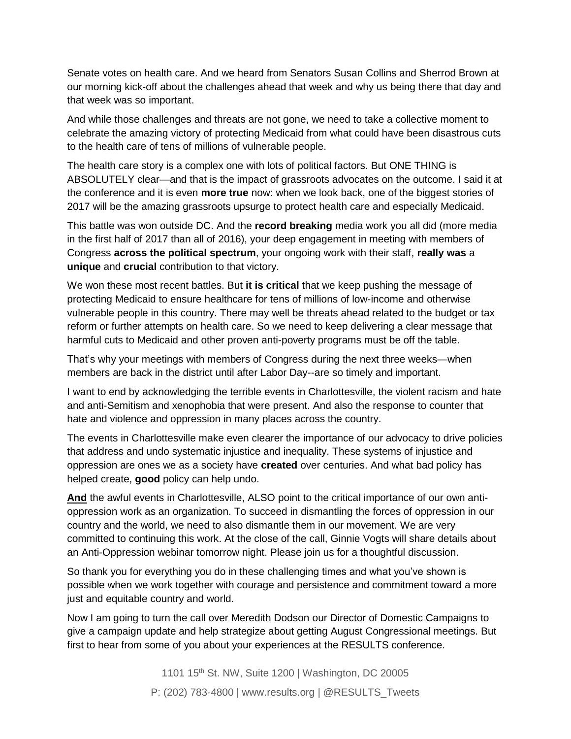Senate votes on health care. And we heard from Senators Susan Collins and Sherrod Brown at our morning kick-off about the challenges ahead that week and why us being there that day and that week was so important.

And while those challenges and threats are not gone, we need to take a collective moment to celebrate the amazing victory of protecting Medicaid from what could have been disastrous cuts to the health care of tens of millions of vulnerable people.

The health care story is a complex one with lots of political factors. But ONE THING is ABSOLUTELY clear—and that is the impact of grassroots advocates on the outcome. I said it at the conference and it is even **more true** now: when we look back, one of the biggest stories of 2017 will be the amazing grassroots upsurge to protect health care and especially Medicaid.

This battle was won outside DC. And the **record breaking** media work you all did (more media in the first half of 2017 than all of 2016), your deep engagement in meeting with members of Congress **across the political spectrum**, your ongoing work with their staff, **really was** a **unique** and **crucial** contribution to that victory.

We won these most recent battles. But **it is critical** that we keep pushing the message of protecting Medicaid to ensure healthcare for tens of millions of low-income and otherwise vulnerable people in this country. There may well be threats ahead related to the budget or tax reform or further attempts on health care. So we need to keep delivering a clear message that harmful cuts to Medicaid and other proven anti-poverty programs must be off the table.

That's why your meetings with members of Congress during the next three weeks—when members are back in the district until after Labor Day--are so timely and important.

I want to end by acknowledging the terrible events in Charlottesville, the violent racism and hate and anti-Semitism and xenophobia that were present. And also the response to counter that hate and violence and oppression in many places across the country.

The events in Charlottesville make even clearer the importance of our advocacy to drive policies that address and undo systematic injustice and inequality. These systems of injustice and oppression are ones we as a society have **created** over centuries. And what bad policy has helped create, **good** policy can help undo.

**And** the awful events in Charlottesville, ALSO point to the critical importance of our own anti-oppression work as an organization. To succeed in dismantling the forces of oppression in our country and the world, we need to also dismantle them in our movement. We are very committed to continuing this work. At the close of the call, Ginnie Vogts will share details about an Anti-Oppression webinar tomorrow night. Please join us for a thoughtful discussion.

So thank you for everything you do in these challenging times and what you've shown is possible when we work together with courage and persistence and commitment toward a more just and equitable country and world.

Now I am going to turn the call over Meredith Dodson our Director of Domestic Campaigns to give a campaign update and help strategize about getting August Congressional meetings. But first to hear from some of you about your experiences at the RESULTS conference.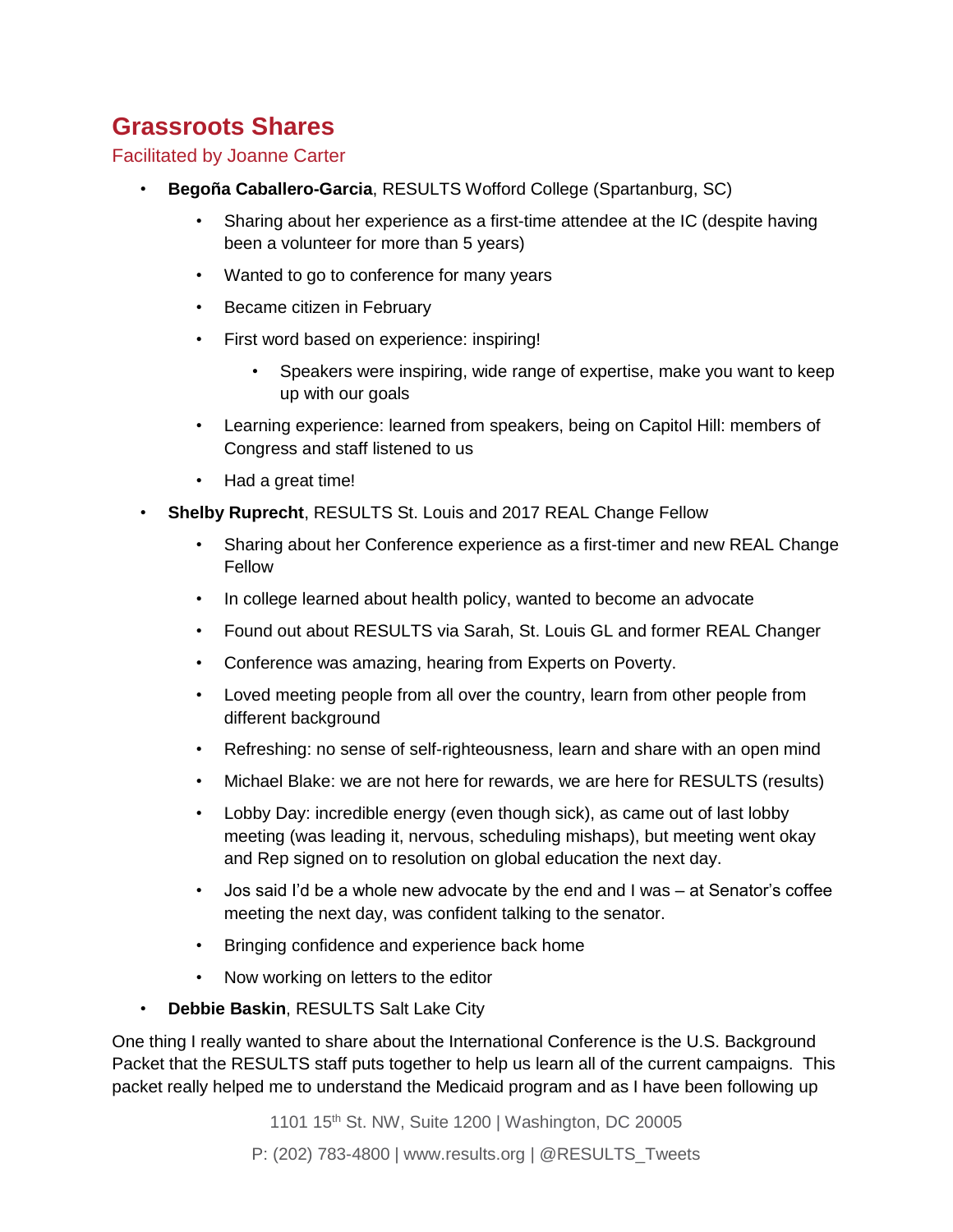## Grassroots Shares

Facilitated by Joanne Carter

- **Begoña Caballero-Garcia**, RESULTS Wofford College (Spartanburg, SC)
  - Sharing about her experience as a first-time attendee at the IC (despite having been a volunteer for more than 5 years)
  - Wanted to go to conference for many years
  - Became citizen in February
  - First word based on experience: inspiring!
    - Speakers were inspiring, wide range of expertise, make you want to keep up with our goals
  - Learning experience: learned from speakers, being on Capitol Hill: members of Congress and staff listened to us
  - Had a great time!
- **Shelby Ruprecht**, RESULTS St. Louis and 2017 REAL Change Fellow
  - Sharing about her Conference experience as a first-timer and new REAL Change Fellow
  - In college learned about health policy, wanted to become an advocate
  - Found out about RESULTS via Sarah, St. Louis GL and former REAL Changer
  - Conference was amazing, hearing from Experts on Poverty.
  - Loved meeting people from all over the country, learn from other people from different background
  - Refreshing: no sense of self-righteousness, learn and share with an open mind
  - Michael Blake: we are not here for rewards, we are here for RESULTS (results)
  - Lobby Day: incredible energy (even though sick), as came out of last lobby meeting (was leading it, nervous, scheduling mishaps), but meeting went okay and Rep signed on to resolution on global education the next day.
  - Jos said I'd be a whole new advocate by the end and I was – at Senator's coffee meeting the next day, was confident talking to the senator.
  - Bringing confidence and experience back home
  - Now working on letters to the editor
- **Debbie Baskin**, RESULTS Salt Lake City

One thing I really wanted to share about the International Conference is the U.S. Background Packet that the RESULTS staff puts together to help us learn all of the current campaigns. This packet really helped me to understand the Medicaid program and as I have been following up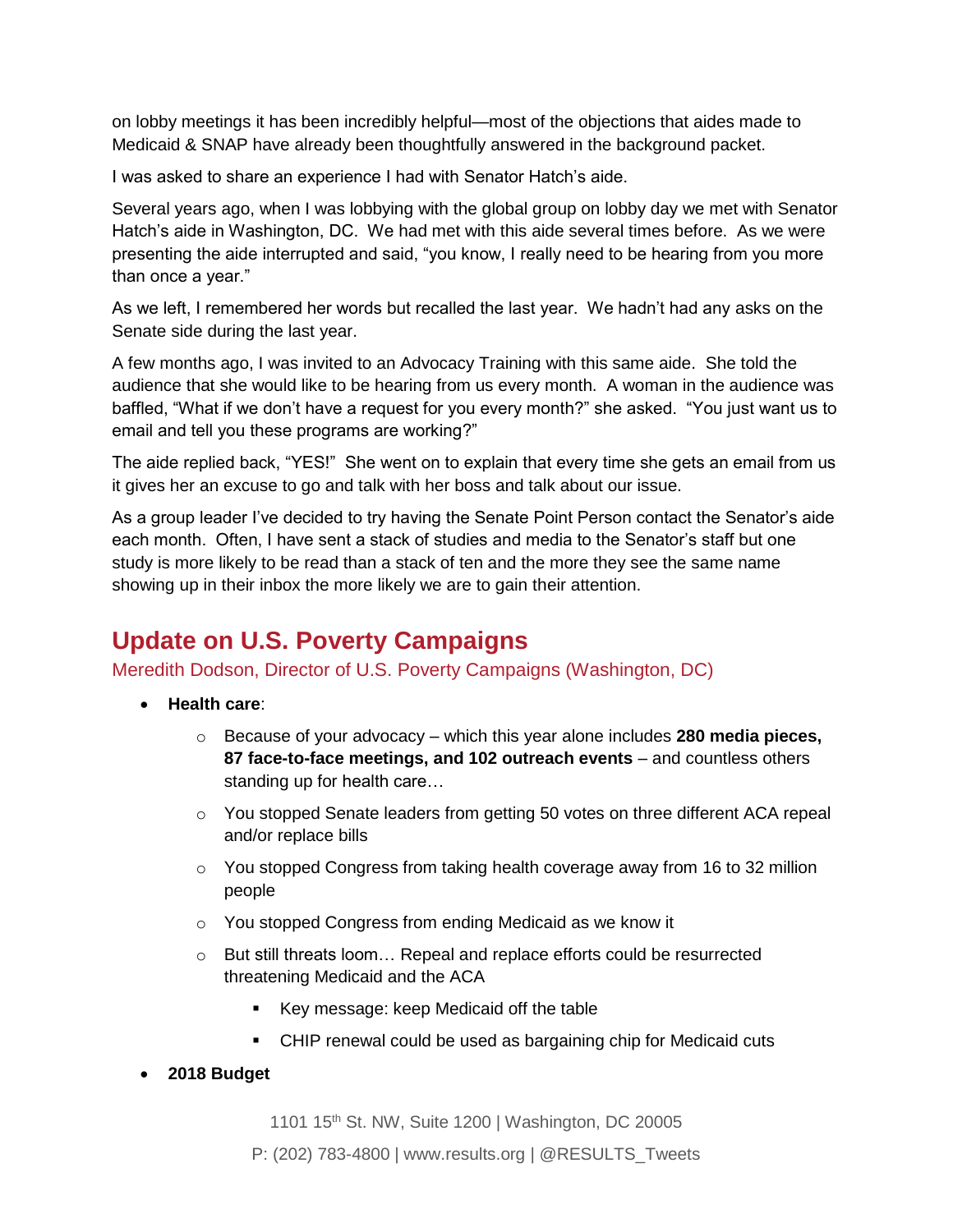on lobby meetings it has been incredibly helpful—most of the objections that aides made to Medicaid & SNAP have already been thoughtfully answered in the background packet.

I was asked to share an experience I had with Senator Hatch's aide.

Several years ago, when I was lobbying with the global group on lobby day we met with Senator Hatch's aide in Washington, DC. We had met with this aide several times before. As we were presenting the aide interrupted and said, "you know, I really need to be hearing from you more than once a year."

As we left, I remembered her words but recalled the last year. We hadn't had any asks on the Senate side during the last year.

A few months ago, I was invited to an Advocacy Training with this same aide. She told the audience that she would like to be hearing from us every month. A woman in the audience was baffled, "What if we don't have a request for you every month?" she asked. "You just want us to email and tell you these programs are working?"

The aide replied back, "YES!" She went on to explain that every time she gets an email from us it gives her an excuse to go and talk with her boss and talk about our issue.

As a group leader I've decided to try having the Senate Point Person contact the Senator's aide each month. Often, I have sent a stack of studies and media to the Senator's staff but one study is more likely to be read than a stack of ten and the more they see the same name showing up in their inbox the more likely we are to gain their attention.

## Update on U.S. Poverty Campaigns

Meredith Dodson, Director of U.S. Poverty Campaigns (Washington, DC)

- **Health care**:
  - Because of your advocacy – which this year alone includes **280 media pieces, 87 face-to-face meetings, and 102 outreach events** – and countless others standing up for health care…
  - You stopped Senate leaders from getting 50 votes on three different ACA repeal and/or replace bills
  - You stopped Congress from taking health coverage away from 16 to 32 million people
  - You stopped Congress from ending Medicaid as we know it
  - But still threats loom… Repeal and replace efforts could be resurrected threatening Medicaid and the ACA
    - Key message: keep Medicaid off the table
    - CHIP renewal could be used as bargaining chip for Medicaid cuts
- **2018 Budget**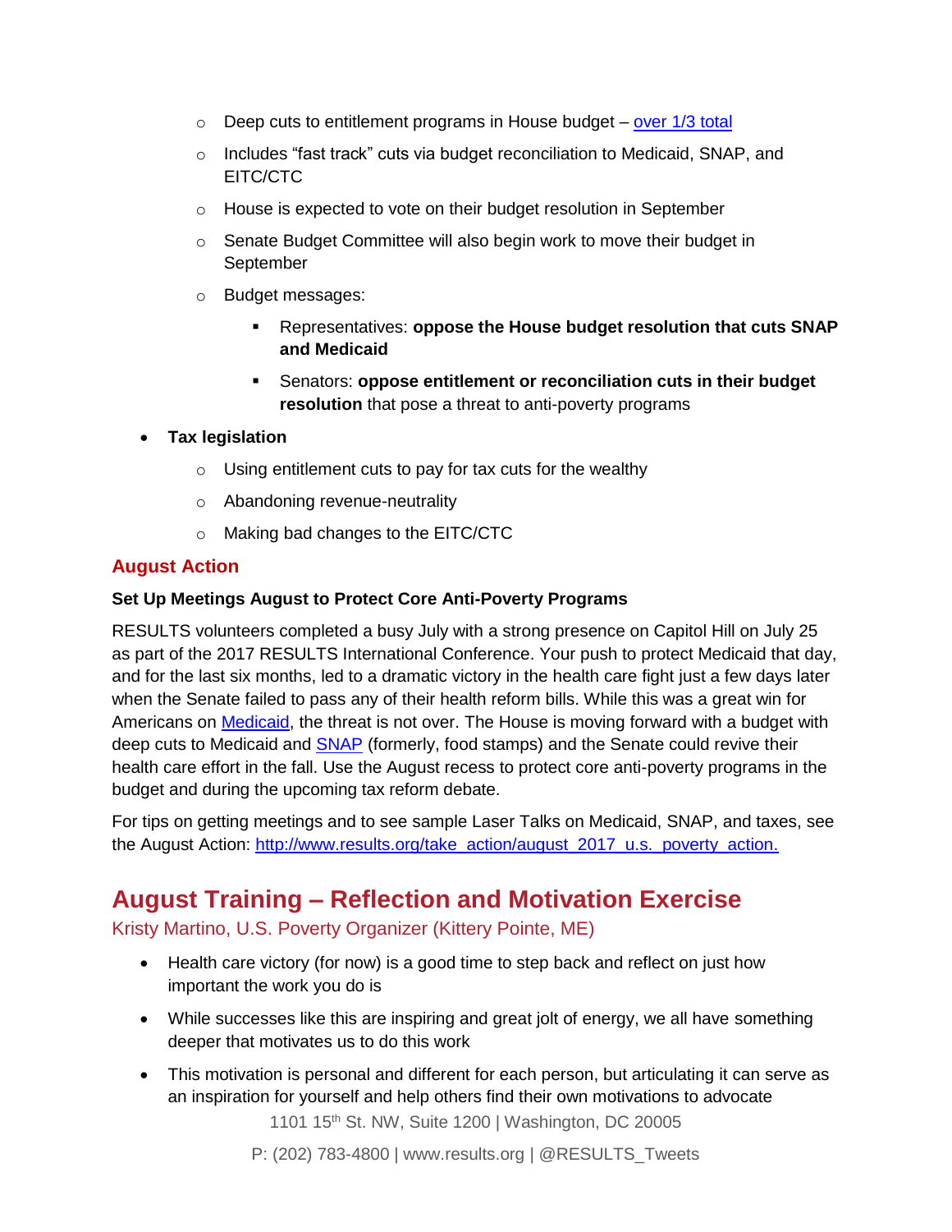- Deep cuts to entitlement programs in House budget – [over 1/3 total](#)
  - Includes "fast track" cuts via budget reconciliation to Medicaid, SNAP, and EITC/CTC
  - House is expected to vote on their budget resolution in September
  - Senate Budget Committee will also begin work to move their budget in September
  - Budget messages:
    - Representatives: **oppose the House budget resolution that cuts SNAP and Medicaid**
    - Senators: **oppose entitlement or reconciliation cuts in their budget resolution** that pose a threat to anti-poverty programs

- **Tax legislation**
  - Using entitlement cuts to pay for tax cuts for the wealthy
  - Abandoning revenue-neutrality
  - Making bad changes to the EITC/CTC

### August Action

**Set Up Meetings August to Protect Core Anti-Poverty Programs**

RESULTS volunteers completed a busy July with a strong presence on Capitol Hill on July 25 as part of the 2017 RESULTS International Conference. Your push to protect Medicaid that day, and for the last six months, led to a dramatic victory in the health care fight just a few days later when the Senate failed to pass any of their health reform bills. While this was a great win for Americans on [Medicaid](#), the threat is not over. The House is moving forward with a budget with deep cuts to Medicaid and [SNAP](#) (formerly, food stamps) and the Senate could revive their health care effort in the fall. Use the August recess to protect core anti-poverty programs in the budget and during the upcoming tax reform debate.

For tips on getting meetings and to see sample Laser Talks on Medicaid, SNAP, and taxes, see the August Action: [http://www.results.org/take_action/august_2017_u.s._poverty_action.](http://www.results.org/take_action/august_2017_u.s._poverty_action)

## August Training – Reflection and Motivation Exercise

Kristy Martino, U.S. Poverty Organizer (Kittery Pointe, ME)

- Health care victory (for now) is a good time to step back and reflect on just how important the work you do is
- While successes like this are inspiring and great jolt of energy, we all have something deeper that motivates us to do this work
- This motivation is personal and different for each person, but articulating it can serve as an inspiration for yourself and help others find their own motivations to advocate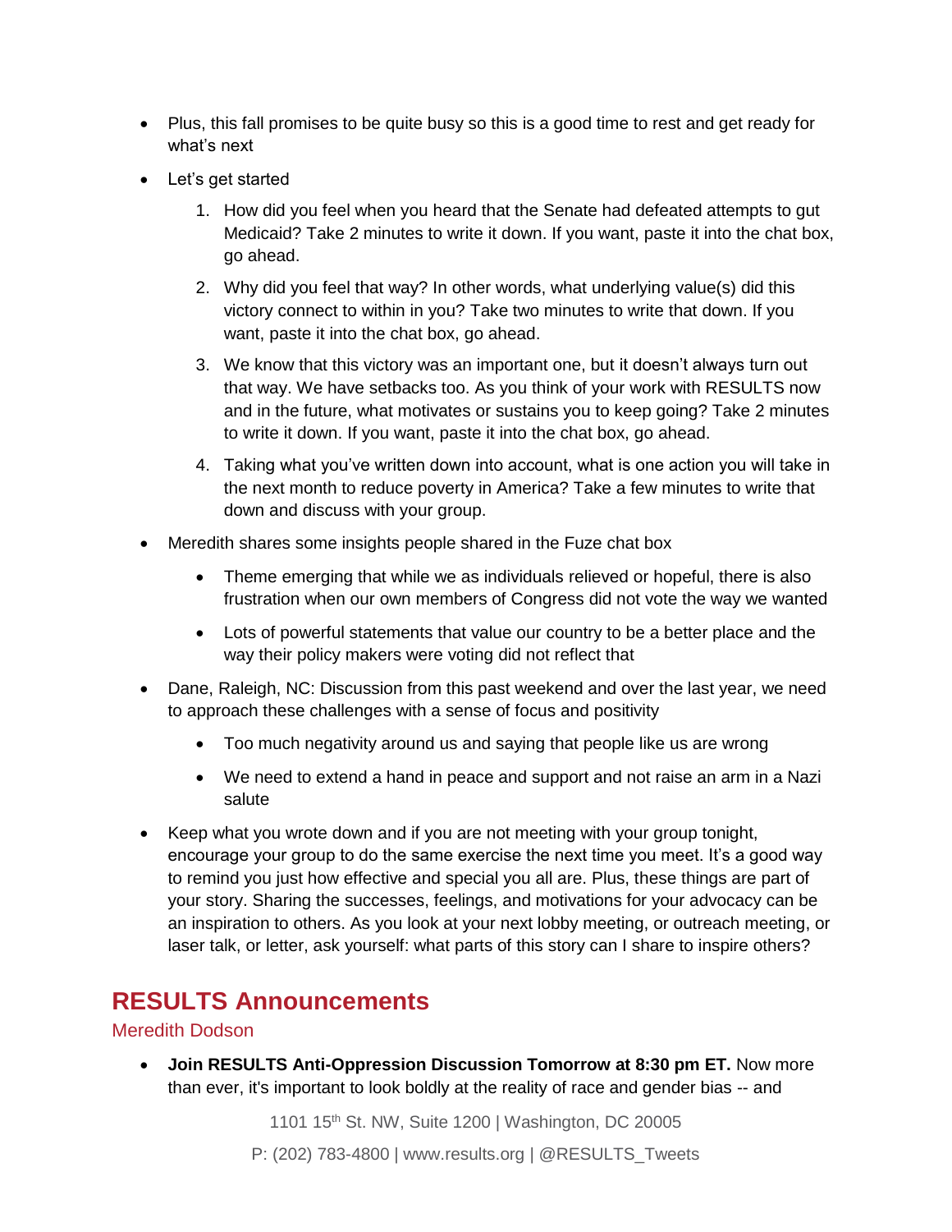- Plus, this fall promises to be quite busy so this is a good time to rest and get ready for what's next
- Let's get started
  1. How did you feel when you heard that the Senate had defeated attempts to gut Medicaid? Take 2 minutes to write it down. If you want, paste it into the chat box, go ahead.
  2. Why did you feel that way? In other words, what underlying value(s) did this victory connect to within in you? Take two minutes to write that down. If you want, paste it into the chat box, go ahead.
  3. We know that this victory was an important one, but it doesn't always turn out that way. We have setbacks too. As you think of your work with RESULTS now and in the future, what motivates or sustains you to keep going? Take 2 minutes to write it down. If you want, paste it into the chat box, go ahead.
  4. Taking what you've written down into account, what is one action you will take in the next month to reduce poverty in America? Take a few minutes to write that down and discuss with your group.
- Meredith shares some insights people shared in the Fuze chat box
  - Theme emerging that while we as individuals relieved or hopeful, there is also frustration when our own members of Congress did not vote the way we wanted
  - Lots of powerful statements that value our country to be a better place and the way their policy makers were voting did not reflect that
- Dane, Raleigh, NC: Discussion from this past weekend and over the last year, we need to approach these challenges with a sense of focus and positivity
  - Too much negativity around us and saying that people like us are wrong
  - We need to extend a hand in peace and support and not raise an arm in a Nazi salute
- Keep what you wrote down and if you are not meeting with your group tonight, encourage your group to do the same exercise the next time you meet. It's a good way to remind you just how effective and special you all are. Plus, these things are part of your story. Sharing the successes, feelings, and motivations for your advocacy can be an inspiration to others. As you look at your next lobby meeting, or outreach meeting, or laser talk, or letter, ask yourself: what parts of this story can I share to inspire others?

## RESULTS Announcements

Meredith Dodson

- **Join RESULTS Anti-Oppression Discussion Tomorrow at 8:30 pm ET.** Now more than ever, it's important to look boldly at the reality of race and gender bias -- and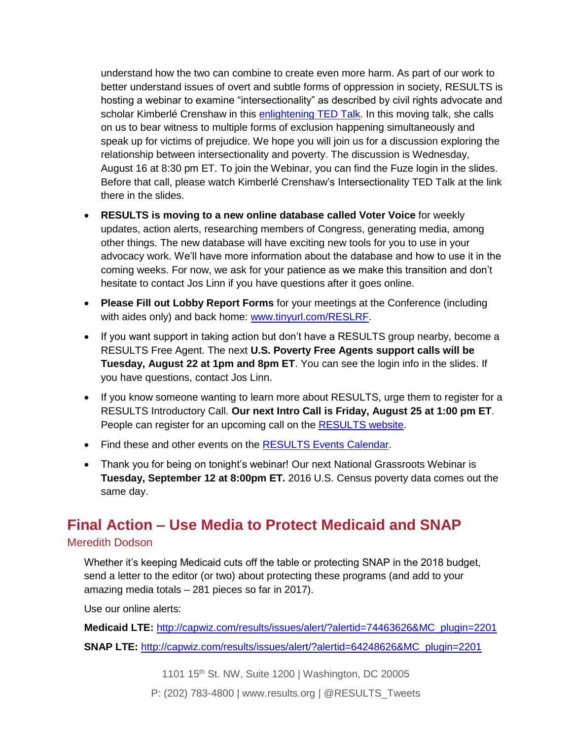understand how the two can combine to create even more harm. As part of our work to better understand issues of overt and subtle forms of oppression in society, RESULTS is hosting a webinar to examine "intersectionality" as described by civil rights advocate and scholar Kimberlé Crenshaw in this enlightening TED Talk. In this moving talk, she calls on us to bear witness to multiple forms of exclusion happening simultaneously and speak up for victims of prejudice. We hope you will join us for a discussion exploring the relationship between intersectionality and poverty. The discussion is Wednesday, August 16 at 8:30 pm ET. To join the Webinar, you can find the Fuze login in the slides. Before that call, please watch Kimberlé Crenshaw's Intersectionality TED Talk at the link there in the slides.

- **RESULTS is moving to a new online database called Voter Voice** for weekly updates, action alerts, researching members of Congress, generating media, among other things. The new database will have exciting new tools for you to use in your advocacy work. We'll have more information about the database and how to use it in the coming weeks. For now, we ask for your patience as we make this transition and don't hesitate to contact Jos Linn if you have questions after it goes online.
- **Please Fill out Lobby Report Forms** for your meetings at the Conference (including with aides only) and back home: www.tinyurl.com/RESLRF.
- If you want support in taking action but don't have a RESULTS group nearby, become a RESULTS Free Agent. The next **U.S. Poverty Free Agents support calls will be Tuesday, August 22 at 1pm and 8pm ET**. You can see the login info in the slides. If you have questions, contact Jos Linn.
- If you know someone wanting to learn more about RESULTS, urge them to register for a RESULTS Introductory Call. **Our next Intro Call is Friday, August 25 at 1:00 pm ET**. People can register for an upcoming call on the RESULTS website.
- Find these and other events on the RESULTS Events Calendar.
- Thank you for being on tonight's webinar! Our next National Grassroots Webinar is **Tuesday, September 12 at 8:00pm ET.** 2016 U.S. Census poverty data comes out the same day.

## Final Action – Use Media to Protect Medicaid and SNAP

Meredith Dodson

Whether it's keeping Medicaid cuts off the table or protecting SNAP in the 2018 budget, send a letter to the editor (or two) about protecting these programs (and add to your amazing media totals – 281 pieces so far in 2017).

Use our online alerts:

**Medicaid LTE:** http://capwiz.com/results/issues/alert/?alertid=74463626&MC_plugin=2201

**SNAP LTE:** http://capwiz.com/results/issues/alert/?alertid=64248626&MC_plugin=2201

1101 15th St. NW, Suite 1200 | Washington, DC 20005

P: (202) 783-4800 | www.results.org | @RESULTS_Tweets